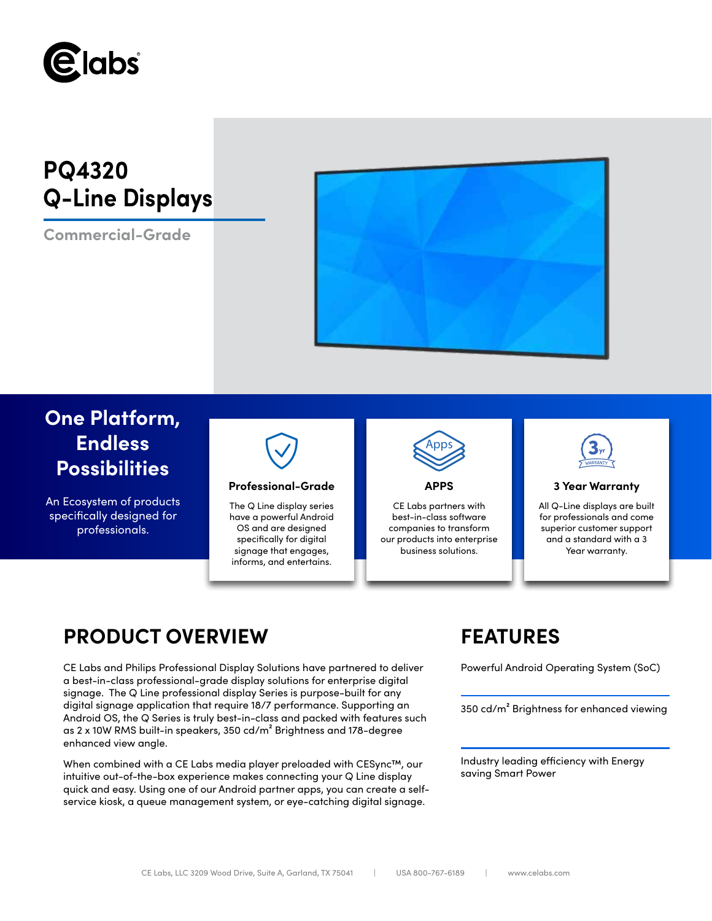# PQ4320 Q-Line Displays

Commercial-Grade

## One Platform, Endless Possibilities

An Ecosystem of products specifically designed for professionals.

### Professional-Grade

The Q Line display series have a powerful Android OS and are designed specifically for digital signage that engages, informs, and entertains.

### APPS

CE Labs partners with best-in-class software companies to transform our products into enterprise business solutions.

### 3 Year Warranty

All Q-Line displays are built for professionals and come superior customer support and a standard with a 3 Year warranty.

## PRODUCT OVERVIEW

CE Labs and Philips Professional Display Solutions have partnered to deliver a best-in-class professional-grade display solutions for enterprise digital signage. The Q Line professional display Series is purpose-built for any digital signage application that require 18/7 performance. Supporting an Android OS, the Q Series is truly best-in-class and packed with features such as 2 x 10W RMS built-in speakers, 350 cd/m² Brightness and 178-degree enhanced view angle.

When combined with a CE Labs media player preloaded with CESync™, our intuitive out-of-the-box experience makes connecting your Q Line display quick and easy. Using one of our Android partner apps, you can create a self-service kiosk, a queue management system, or eye-catching digital signage.

## FEATURES

Powerful Android Operating System (SoC)

350 cd/m² Brightness for enhanced viewing

Industry leading efficiency with Energy saving Smart Power

CE Labs, LLC 3209 Wood Drive, Suite A, Garland, TX 75041 | USA 800-767-6189 | www.celabs.com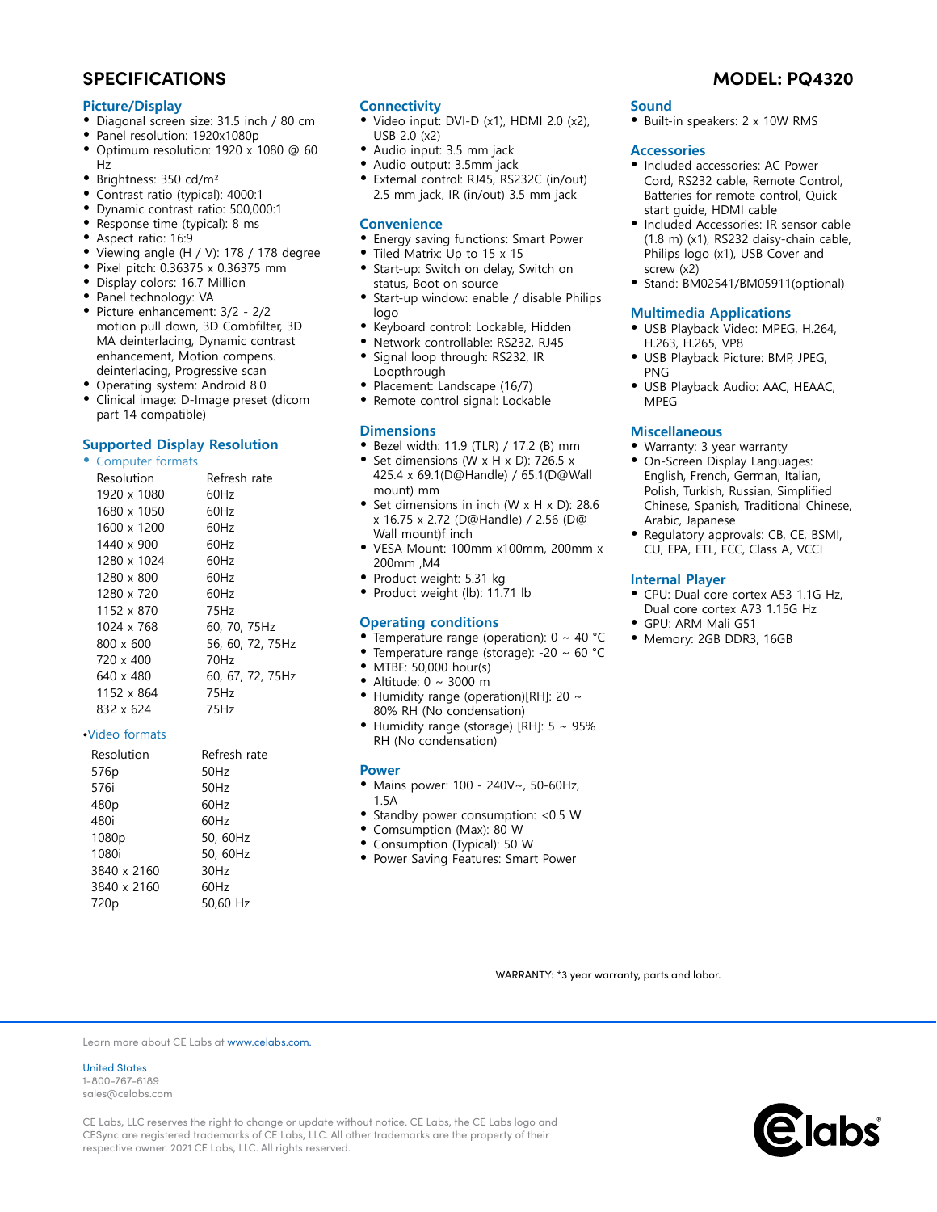## SPECIFICATIONS

## MODEL: PQ4320

### Picture/Display

- Diagonal screen size: 31.5 inch / 80 cm
- Panel resolution: 1920x1080p
- Optimum resolution: 1920 x 1080 @ 60 Hz
- Brightness: 350 cd/m²
- Contrast ratio (typical): 4000:1
- Dynamic contrast ratio: 500,000:1
- Response time (typical): 8 ms
- Aspect ratio: 16:9
- Viewing angle (H / V): 178 / 178 degree
- Pixel pitch: 0.36375 x 0.36375 mm
- Display colors: 16.7 Million
- Panel technology: VA
- Picture enhancement: 3/2 - 2/2 motion pull down, 3D Combfilter, 3D MA deinterlacing, Dynamic contrast enhancement, Motion compens. deinterlacing, Progressive scan
- Operating system: Android 8.0
- Clinical image: D-Image preset (dicom part 14 compatible)

### Supported Display Resolution

- Computer formats

| Resolution | Refresh rate |
| --- | --- |
| 1920 x 1080 | 60Hz |
| 1680 x 1050 | 60Hz |
| 1600 x 1200 | 60Hz |
| 1440 x 900 | 60Hz |
| 1280 x 1024 | 60Hz |
| 1280 x 800 | 60Hz |
| 1280 x 720 | 60Hz |
| 1152 x 870 | 75Hz |
| 1024 x 768 | 60, 70, 75Hz |
| 800 x 600 | 56, 60, 72, 75Hz |
| 720 x 400 | 70Hz |
| 640 x 480 | 60, 67, 72, 75Hz |
| 1152 x 864 | 75Hz |
| 832 x 624 | 75Hz |

- Video formats

| Resolution | Refresh rate |
| --- | --- |
| 576p | 50Hz |
| 576i | 50Hz |
| 480p | 60Hz |
| 480i | 60Hz |
| 1080p | 50, 60Hz |
| 1080i | 50, 60Hz |
| 3840 x 2160 | 30Hz |
| 3840 x 2160 | 60Hz |
| 720p | 50,60 Hz |

### Connectivity

- Video input: DVI-D (x1), HDMI 2.0 (x2), USB 2.0 (x2)
- Audio input: 3.5 mm jack
- Audio output: 3.5mm jack
- External control: RJ45, RS232C (in/out) 2.5 mm jack, IR (in/out) 3.5 mm jack

### Convenience

- Energy saving functions: Smart Power
- Tiled Matrix: Up to 15 x 15
- Start-up: Switch on delay, Switch on status, Boot on source
- Start-up window: enable / disable Philips logo
- Keyboard control: Lockable, Hidden
- Network controllable: RS232, RJ45
- Signal loop through: RS232, IR Loopthrough
- Placement: Landscape (16/7)
- Remote control signal: Lockable

### Dimensions

- Bezel width: 11.9 (TLR) / 17.2 (B) mm
- Set dimensions (W x H x D): 726.5 x 425.4 x 69.1(D@Handle) / 65.1(D@Wall mount) mm
- Set dimensions in inch (W x H x D): 28.6 x 16.75 x 2.72 (D@Handle) / 2.56 (D@ Wall mount)f inch
- VESA Mount: 100mm x100mm, 200mm x 200mm ,M4
- Product weight: 5.31 kg
- Product weight (lb): 11.71 lb

### Operating conditions

- Temperature range (operation): 0 ~ 40 °C
- Temperature range (storage): -20 ~ 60 °C
- MTBF: 50,000 hour(s)
- Altitude: 0 ~ 3000 m
- Humidity range (operation)[RH]: 20 ~ 80% RH (No condensation)
- Humidity range (storage) [RH]: 5 ~ 95% RH (No condensation)

### Power

- Mains power: 100 - 240V~, 50-60Hz, 1.5A
- Standby power consumption: <0.5 W
- Comsumption (Max): 80 W
- Consumption (Typical): 50 W
- Power Saving Features: Smart Power

### Sound

- Built-in speakers: 2 x 10W RMS

### Accessories

- Included accessories: AC Power Cord, RS232 cable, Remote Control, Batteries for remote control, Quick start guide, HDMI cable
- Included Accessories: IR sensor cable (1.8 m) (x1), RS232 daisy-chain cable, Philips logo (x1), USB Cover and screw (x2)
- Stand: BM02541/BM05911(optional)

### Multimedia Applications

- USB Playback Video: MPEG, H.264, H.263, H.265, VP8
- USB Playback Picture: BMP, JPEG, PNG
- USB Playback Audio: AAC, HEAAC, MPEG

### Miscellaneous

- Warranty: 3 year warranty
- On-Screen Display Languages: English, French, German, Italian, Polish, Turkish, Russian, Simplified Chinese, Spanish, Traditional Chinese, Arabic, Japanese
- Regulatory approvals: CB, CE, BSMI, CU, EPA, ETL, FCC, Class A, VCCI

### Internal Player

- CPU: Dual core cortex A53 1.1G Hz, Dual core cortex A73 1.15G Hz
- GPU: ARM Mali G51
- Memory: 2GB DDR3, 16GB

WARRANTY: *3 year warranty, parts and labor.

Learn more about CE Labs at www.celabs.com.

United States
1-800-767-6189
sales@celabs.com

CE Labs, LLC reserves the right to change or update without notice. CE Labs, the CE Labs logo and CESync are registered trademarks of CE Labs, LLC. All other trademarks are the property of their respective owner. 2021 CE Labs, LLC. All rights reserved.